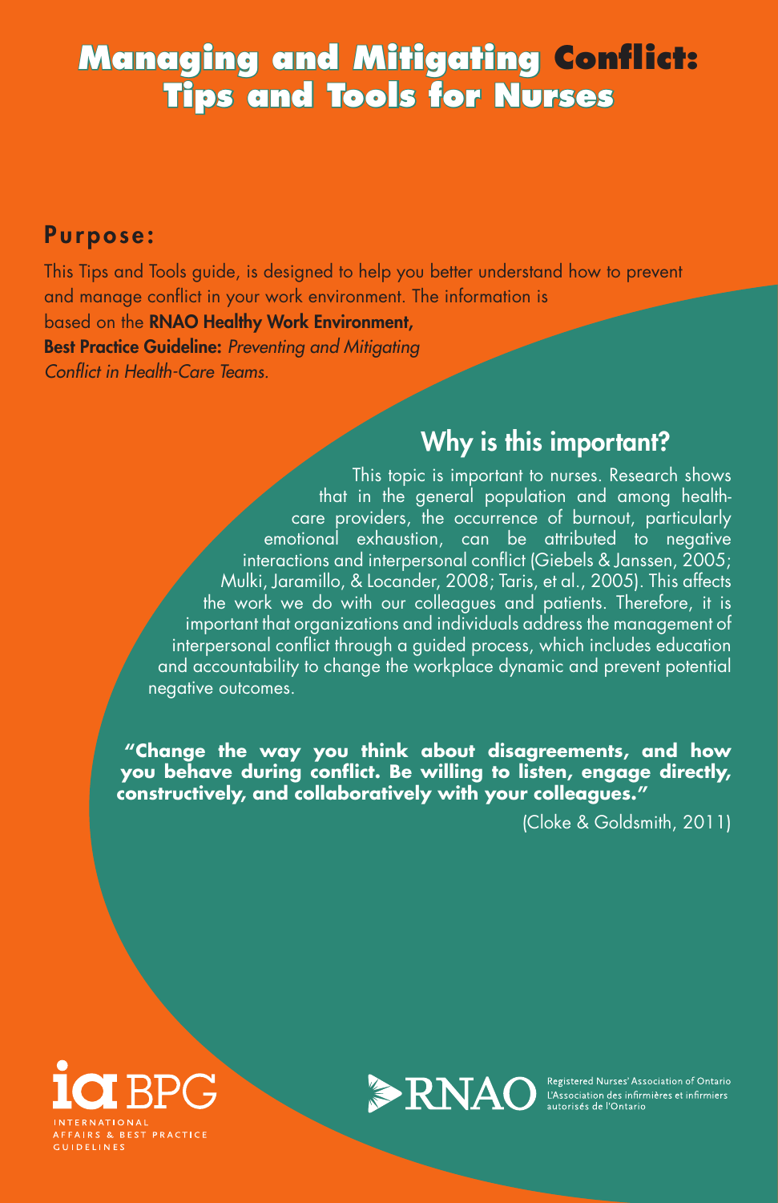# Managing and Mitigating Conflict: Tips and Tools for Nurses

## Purpose:

This Tips and Tools guide, is designed to help you better understand how to prevent and manage conflict in your work environment. The information is based on the **RNAO Healthy Work Environment, Best Practice Guideline:** *Preventing and Mitigating Conflict in Health-Care Teams.*

## Why is this important?

This topic is important to nurses. Research shows that in the general population and among health-care providers, the occurrence of burnout, particularly emotional exhaustion, can be attributed to negative interactions and interpersonal conflict (Giebels & Janssen, 2005; Mulki, Jaramillo, & Locander, 2008; Taris, et al., 2005). This affects the work we do with our colleagues and patients. Therefore, it is important that organizations and individuals address the management of interpersonal conflict through a guided process, which includes education and accountability to change the workplace dynamic and prevent potential negative outcomes.

**"Change the way you think about disagreements, and how you behave during conflict. Be willing to listen, engage directly, constructively, and collaboratively with your colleagues."**

(Cloke & Goldsmith, 2011)

iaBPG
INTERNATIONAL AFFAIRS & BEST PRACTICE GUIDELINES

RNAO
Registered Nurses' Association of Ontario
L'Association des infirmières et infirmiers autorisés de l'Ontario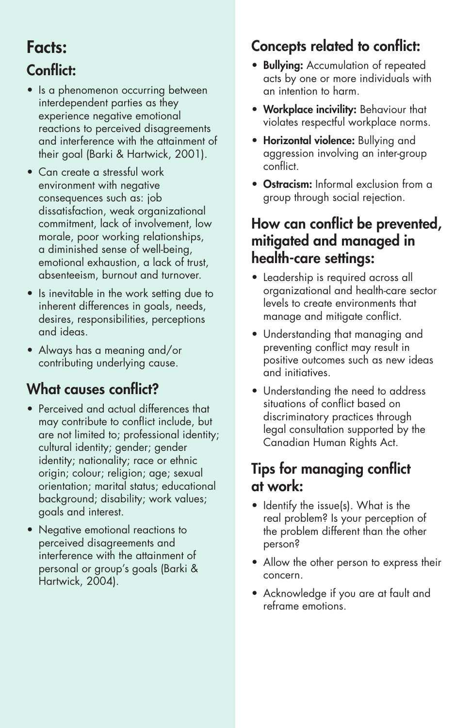## Facts:

### Conflict:

- Is a phenomenon occurring between interdependent parties as they experience negative emotional reactions to perceived disagreements and interference with the attainment of their goal (Barki & Hartwick, 2001).
- Can create a stressful work environment with negative consequences such as: job dissatisfaction, weak organizational commitment, lack of involvement, low morale, poor working relationships, a diminished sense of well-being, emotional exhaustion, a lack of trust, absenteeism, burnout and turnover.
- Is inevitable in the work setting due to inherent differences in goals, needs, desires, responsibilities, perceptions and ideas.
- Always has a meaning and/or contributing underlying cause.

### What causes conflict?

- Perceived and actual differences that may contribute to conflict include, but are not limited to; professional identity; cultural identity; gender; gender identity; nationality; race or ethnic origin; colour; religion; age; sexual orientation; marital status; educational background; disability; work values; goals and interest.
- Negative emotional reactions to perceived disagreements and interference with the attainment of personal or group's goals (Barki & Hartwick, 2004).

### Concepts related to conflict:

- **Bullying:** Accumulation of repeated acts by one or more individuals with an intention to harm.
- **Workplace incivility:** Behaviour that violates respectful workplace norms.
- **Horizontal violence:** Bullying and aggression involving an inter-group conflict.
- **Ostracism:** Informal exclusion from a group through social rejection.

### How can conflict be prevented, mitigated and managed in health-care settings:

- Leadership is required across all organizational and health-care sector levels to create environments that manage and mitigate conflict.
- Understanding that managing and preventing conflict may result in positive outcomes such as new ideas and initiatives.
- Understanding the need to address situations of conflict based on discriminatory practices through legal consultation supported by the Canadian Human Rights Act.

### Tips for managing conflict at work:

- Identify the issue(s). What is the real problem? Is your perception of the problem different than the other person?
- Allow the other person to express their concern.
- Acknowledge if you are at fault and reframe emotions.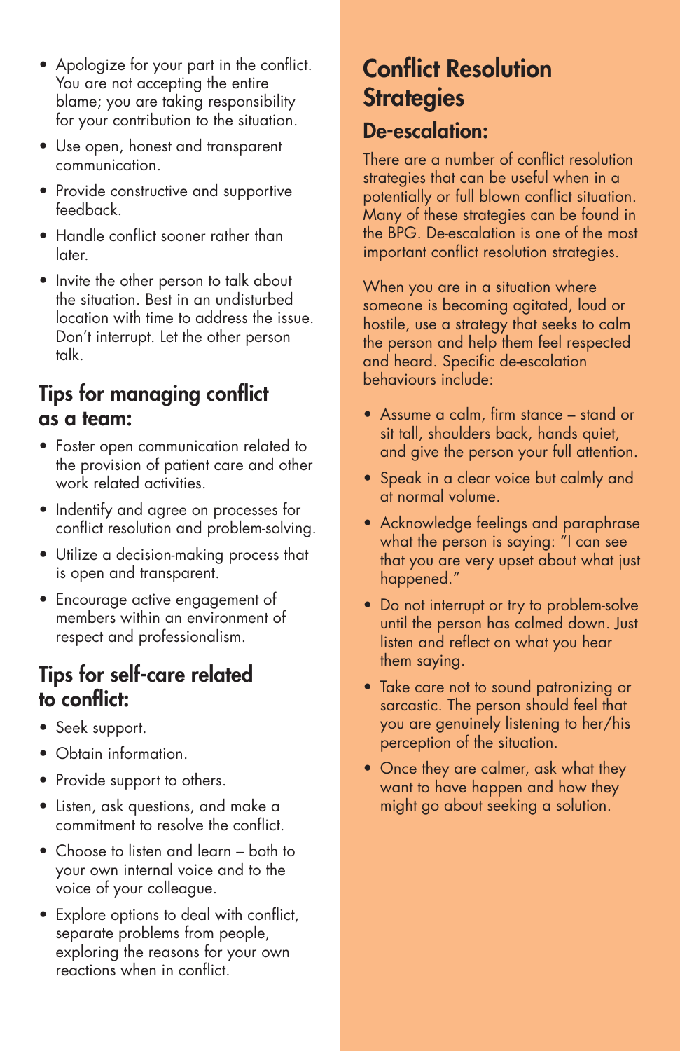- Apologize for your part in the conflict. You are not accepting the entire blame; you are taking responsibility for your contribution to the situation.
- Use open, honest and transparent communication.
- Provide constructive and supportive feedback.
- Handle conflict sooner rather than later.
- Invite the other person to talk about the situation. Best in an undisturbed location with time to address the issue. Don't interrupt. Let the other person talk.

## Tips for managing conflict as a team:

- Foster open communication related to the provision of patient care and other work related activities.
- Indentify and agree on processes for conflict resolution and problem-solving.
- Utilize a decision-making process that is open and transparent.
- Encourage active engagement of members within an environment of respect and professionalism.

## Tips for self-care related to conflict:

- Seek support.
- Obtain information.
- Provide support to others.
- Listen, ask questions, and make a commitment to resolve the conflict.
- Choose to listen and learn – both to your own internal voice and to the voice of your colleague.
- Explore options to deal with conflict, separate problems from people, exploring the reasons for your own reactions when in conflict.

# Conflict Resolution Strategies

## De-escalation:

There are a number of conflict resolution strategies that can be useful when in a potentially or full blown conflict situation. Many of these strategies can be found in the BPG. De-escalation is one of the most important conflict resolution strategies.

When you are in a situation where someone is becoming agitated, loud or hostile, use a strategy that seeks to calm the person and help them feel respected and heard. Specific de-escalation behaviours include:

- Assume a calm, firm stance – stand or sit tall, shoulders back, hands quiet, and give the person your full attention.
- Speak in a clear voice but calmly and at normal volume.
- Acknowledge feelings and paraphrase what the person is saying: "I can see that you are very upset about what just happened."
- Do not interrupt or try to problem-solve until the person has calmed down. Just listen and reflect on what you hear them saying.
- Take care not to sound patronizing or sarcastic. The person should feel that you are genuinely listening to her/his perception of the situation.
- Once they are calmer, ask what they want to have happen and how they might go about seeking a solution.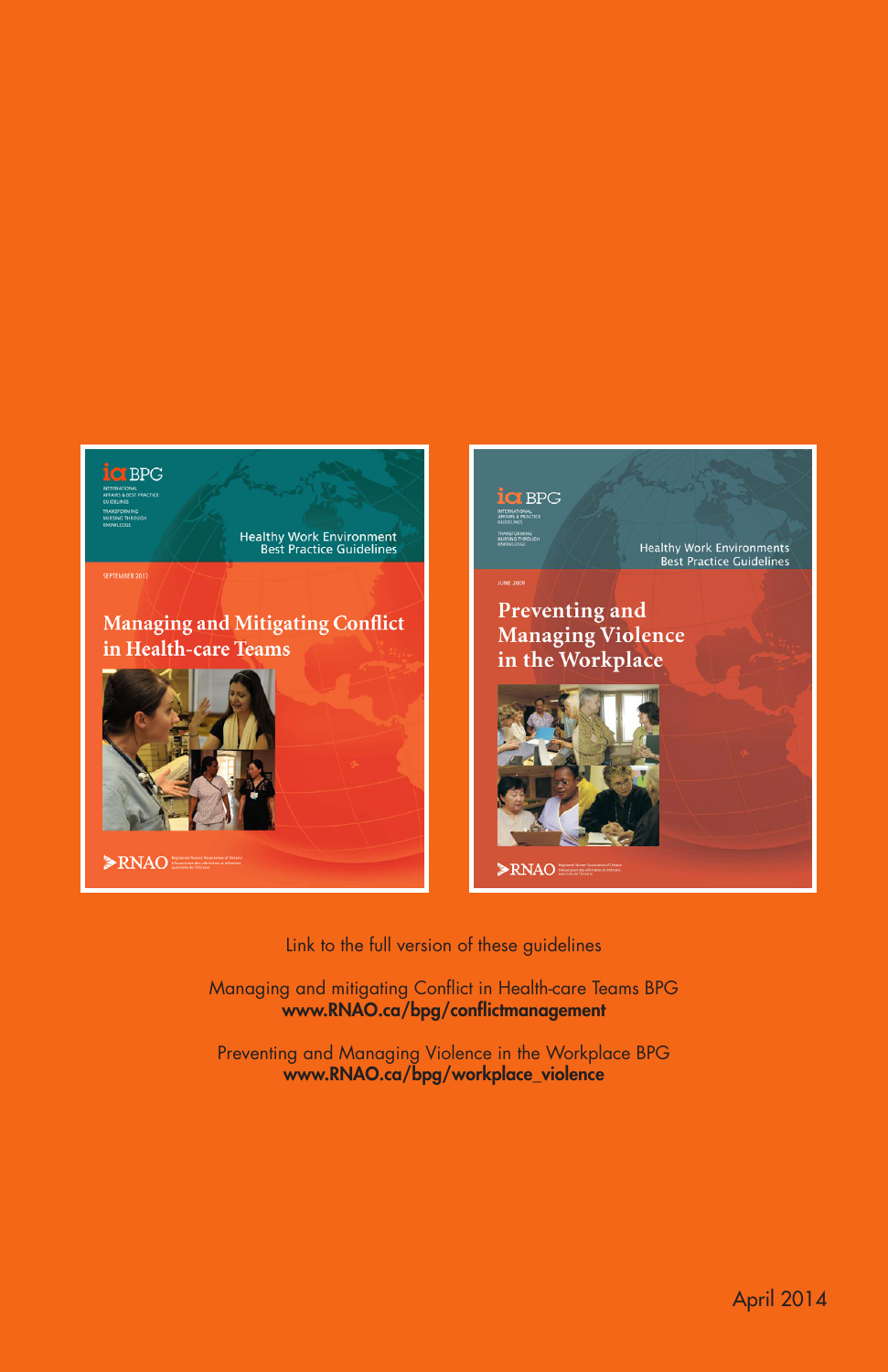Link to the full version of these guidelines

Managing and mitigating Conflict in Health-care Teams BPG
**www.RNAO.ca/bpg/conflictmanagement**

Preventing and Managing Violence in the Workplace BPG
**www.RNAO.ca/bpg/workplace_violence**

April 2014